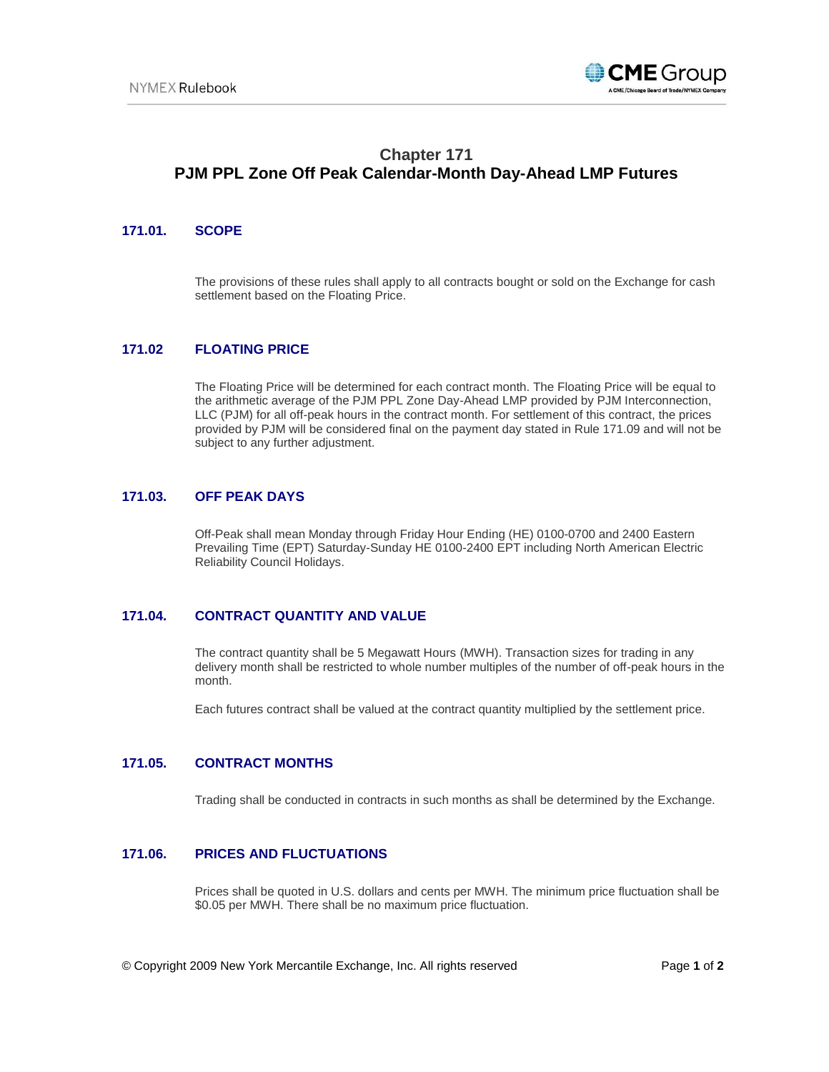# Chapter 171
# PJM PPL Zone Off Peak Calendar-Month Day-Ahead LMP Futures

## 171.01. SCOPE

The provisions of these rules shall apply to all contracts bought or sold on the Exchange for cash settlement based on the Floating Price.

## 171.02 FLOATING PRICE

The Floating Price will be determined for each contract month. The Floating Price will be equal to the arithmetic average of the PJM PPL Zone Day-Ahead LMP provided by PJM Interconnection, LLC (PJM) for all off-peak hours in the contract month. For settlement of this contract, the prices provided by PJM will be considered final on the payment day stated in Rule 171.09 and will not be subject to any further adjustment.

## 171.03. OFF PEAK DAYS

Off-Peak shall mean Monday through Friday Hour Ending (HE) 0100-0700 and 2400 Eastern Prevailing Time (EPT) Saturday-Sunday HE 0100-2400 EPT including North American Electric Reliability Council Holidays.

## 171.04. CONTRACT QUANTITY AND VALUE

The contract quantity shall be 5 Megawatt Hours (MWH). Transaction sizes for trading in any delivery month shall be restricted to whole number multiples of the number of off-peak hours in the month.

Each futures contract shall be valued at the contract quantity multiplied by the settlement price.

## 171.05. CONTRACT MONTHS

Trading shall be conducted in contracts in such months as shall be determined by the Exchange.

## 171.06. PRICES AND FLUCTUATIONS

Prices shall be quoted in U.S. dollars and cents per MWH. The minimum price fluctuation shall be $0.05 per MWH. There shall be no maximum price fluctuation.

© Copyright 2009 New York Mercantile Exchange, Inc. All rights reserved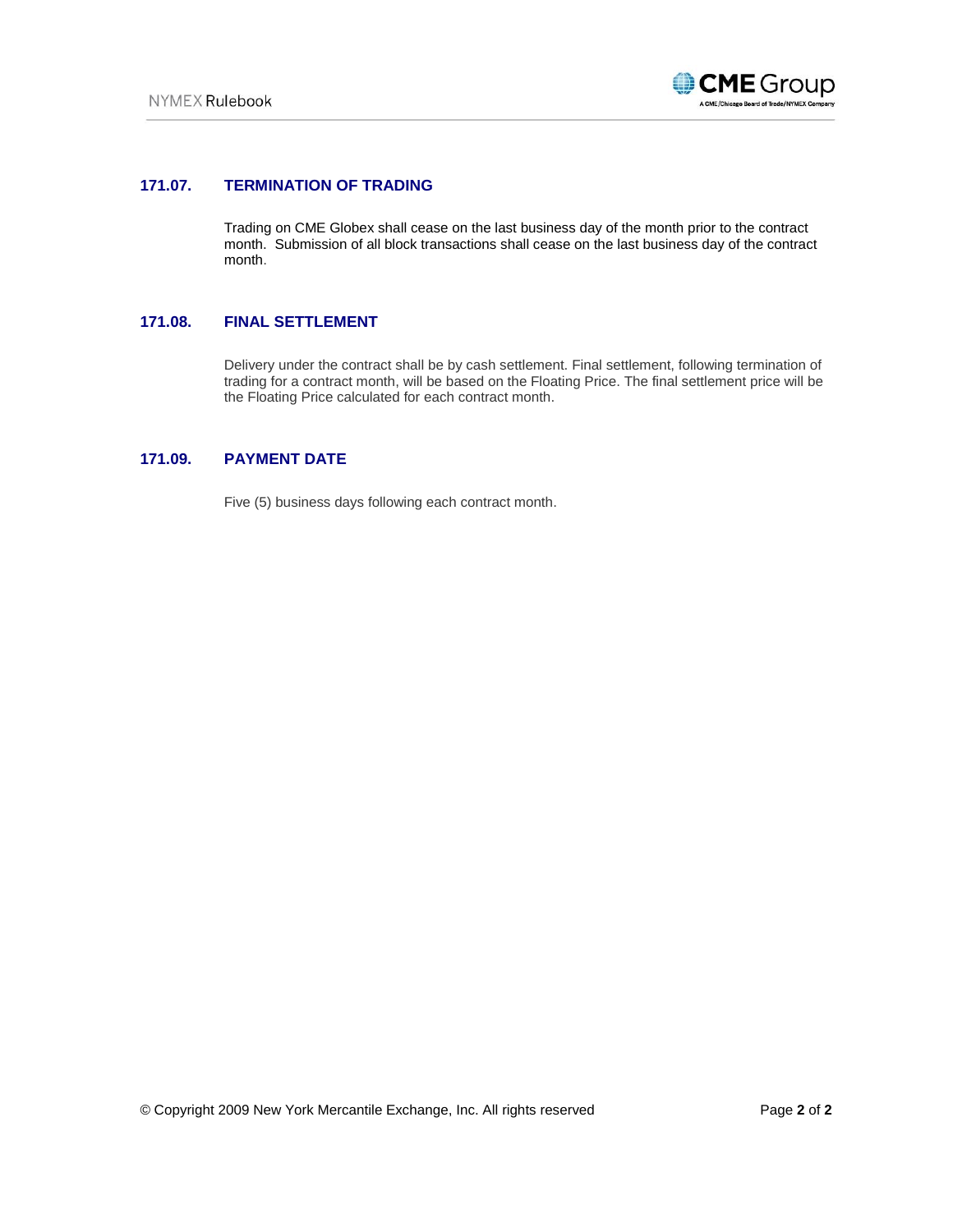## 171.07. TERMINATION OF TRADING

Trading on CME Globex shall cease on the last business day of the month prior to the contract month. Submission of all block transactions shall cease on the last business day of the contract month.

## 171.08. FINAL SETTLEMENT

Delivery under the contract shall be by cash settlement. Final settlement, following termination of trading for a contract month, will be based on the Floating Price. The final settlement price will be the Floating Price calculated for each contract month.

## 171.09. PAYMENT DATE

Five (5) business days following each contract month.